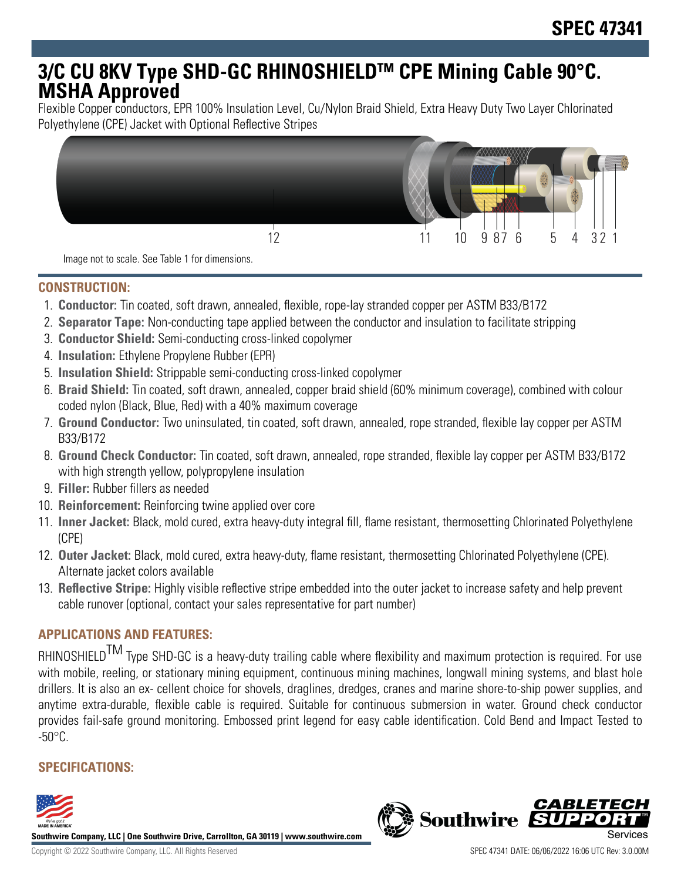# SPEC 47341

## 3/C CU 8KV Type SHD-GC RHINOSHIELDTM CPE Mining Cable 90°C. MSHA Approved

Flexible Copper conductors, EPR 100% Insulation Level, Cu/Nylon Braid Shield, Extra Heavy Duty Two Layer Chlorinated Polyethylene (CPE) Jacket with Optional Reflective Stripes

12 11 10 9 8 7 6 5 4 3 2 1

Image not to scale. See Table 1 for dimensions.

### CONSTRUCTION:

1. **Conductor:** Tin coated, soft drawn, annealed, flexible, rope-lay stranded copper per ASTM B33/B172
2. **Separator Tape:** Non-conducting tape applied between the conductor and insulation to facilitate stripping
3. **Conductor Shield:** Semi-conducting cross-linked copolymer
4. **Insulation:** Ethylene Propylene Rubber (EPR)
5. **Insulation Shield:** Strippable semi-conducting cross-linked copolymer
6. **Braid Shield:** Tin coated, soft drawn, annealed, copper braid shield (60% minimum coverage), combined with colour coded nylon (Black, Blue, Red) with a 40% maximum coverage
7. **Ground Conductor:** Two uninsulated, tin coated, soft drawn, annealed, rope stranded, flexible lay copper per ASTM B33/B172
8. **Ground Check Conductor:** Tin coated, soft drawn, annealed, rope stranded, flexible lay copper per ASTM B33/B172 with high strength yellow, polypropylene insulation
9. **Filler:** Rubber fillers as needed
10. **Reinforcement:** Reinforcing twine applied over core
11. **Inner Jacket:** Black, mold cured, extra heavy-duty integral fill, flame resistant, thermosetting Chlorinated Polyethylene (CPE)
12. **Outer Jacket:** Black, mold cured, extra heavy-duty, flame resistant, thermosetting Chlorinated Polyethylene (CPE). Alternate jacket colors available
13. **Reflective Stripe:** Highly visible reflective stripe embedded into the outer jacket to increase safety and help prevent cable runover (optional, contact your sales representative for part number)

### APPLICATIONS AND FEATURES:

RHINOSHIELDTM Type SHD-GC is a heavy-duty trailing cable where flexibility and maximum protection is required. For use with mobile, reeling, or stationary mining equipment, continuous mining machines, longwall mining systems, and blast hole drillers. It is also an ex- cellent choice for shovels, draglines, dredges, cranes and marine shore-to-ship power supplies, and anytime extra-durable, flexible cable is required. Suitable for continuous submersion in water. Ground check conductor provides fail-safe ground monitoring. Embossed print legend for easy cable identification. Cold Bend and Impact Tested to -50°C.

### SPECIFICATIONS:

Southwire Company, LLC | One Southwire Drive, Carrollton, GA 30119 | www.southwire.com

Copyright © 2022 Southwire Company, LLC. All Rights Reserved

SPEC 47341 DATE: 06/06/2022 16:06 UTC Rev: 3.0.00M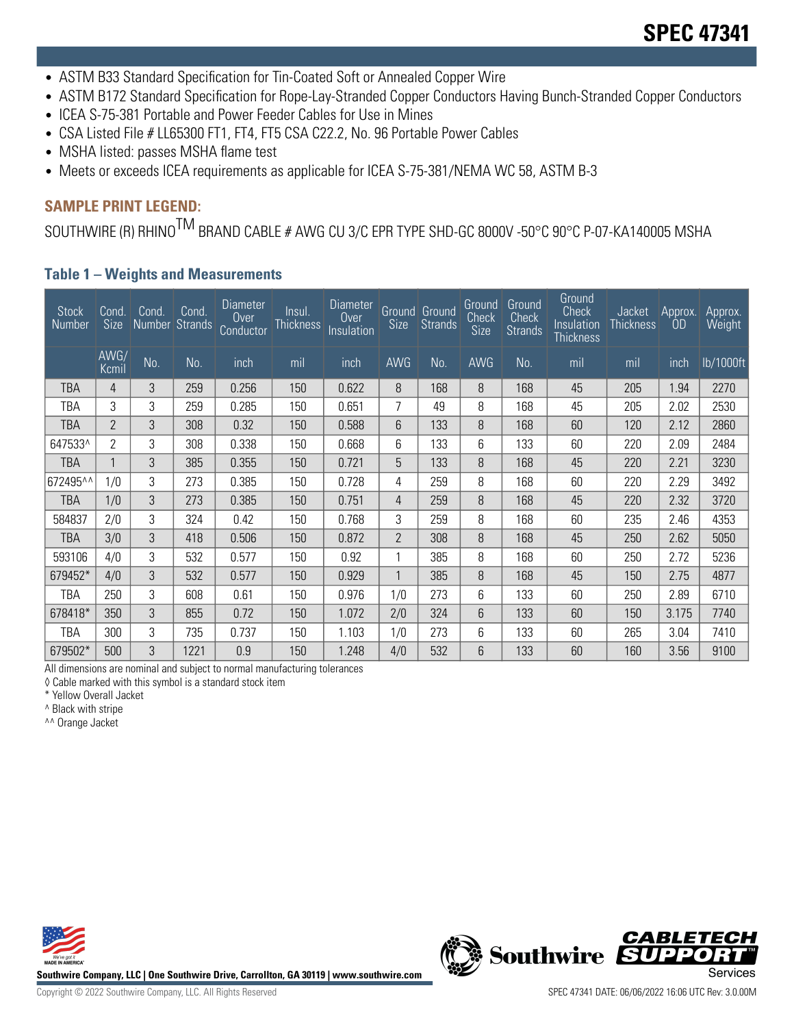# SPEC 47341

- ASTM B33 Standard Specification for Tin-Coated Soft or Annealed Copper Wire
- ASTM B172 Standard Specification for Rope-Lay-Stranded Copper Conductors Having Bunch-Stranded Copper Conductors
- ICEA S-75-381 Portable and Power Feeder Cables for Use in Mines
- CSA Listed File # LL65300 FT1, FT4, FT5 CSA C22.2, No. 96 Portable Power Cables
- MSHA listed: passes MSHA flame test
- Meets or exceeds ICEA requirements as applicable for ICEA S-75-381/NEMA WC 58, ASTM B-3

## SAMPLE PRINT LEGEND:

SOUTHWIRE (R) RHINO™ BRAND CABLE # AWG CU 3/C EPR TYPE SHD-GC 8000V -50°C 90°C P-07-KA140005 MSHA

### Table 1 – Weights and Measurements

| Stock Number | Cond. Size | Cond. Number | Cond. Strands | Diameter Over Conductor | Insul. Thickness | Diameter Over Insulation | Ground Size | Ground Strands | Ground Check Size | Ground Check Strands | Ground Check Insulation Thickness | Jacket Thickness | Approx. OD | Approx. Weight |
|---|---|---|---|---|---|---|---|---|---|---|---|---|---|---|
| | AWG/ Kcmil | No. | No. | inch | mil | inch | AWG | No. | AWG | No. | mil | mil | inch | lb/1000ft |
| TBA | 4 | 3 | 259 | 0.256 | 150 | 0.622 | 8 | 168 | 8 | 168 | 45 | 205 | 1.94 | 2270 |
| TBA | 3 | 3 | 259 | 0.285 | 150 | 0.651 | 7 | 49 | 8 | 168 | 45 | 205 | 2.02 | 2530 |
| TBA | 2 | 3 | 308 | 0.32 | 150 | 0.588 | 6 | 133 | 8 | 168 | 60 | 120 | 2.12 | 2860 |
| 647533^ | 2 | 3 | 308 | 0.338 | 150 | 0.668 | 6 | 133 | 6 | 133 | 60 | 220 | 2.09 | 2484 |
| TBA | 1 | 3 | 385 | 0.355 | 150 | 0.721 | 5 | 133 | 8 | 168 | 45 | 220 | 2.21 | 3230 |
| 672495^^ | 1/0 | 3 | 273 | 0.385 | 150 | 0.728 | 4 | 259 | 8 | 168 | 60 | 220 | 2.29 | 3492 |
| TBA | 1/0 | 3 | 273 | 0.385 | 150 | 0.751 | 4 | 259 | 8 | 168 | 45 | 220 | 2.32 | 3720 |
| 584837 | 2/0 | 3 | 324 | 0.42 | 150 | 0.768 | 3 | 259 | 8 | 168 | 60 | 235 | 2.46 | 4353 |
| TBA | 3/0 | 3 | 418 | 0.506 | 150 | 0.872 | 2 | 308 | 8 | 168 | 45 | 250 | 2.62 | 5050 |
| 593106 | 4/0 | 3 | 532 | 0.577 | 150 | 0.92 | 1 | 385 | 8 | 168 | 60 | 250 | 2.72 | 5236 |
| 679452* | 4/0 | 3 | 532 | 0.577 | 150 | 0.929 | 1 | 385 | 8 | 168 | 45 | 150 | 2.75 | 4877 |
| TBA | 250 | 3 | 608 | 0.61 | 150 | 0.976 | 1/0 | 273 | 6 | 133 | 60 | 250 | 2.89 | 6710 |
| 678418* | 350 | 3 | 855 | 0.72 | 150 | 1.072 | 2/0 | 324 | 6 | 133 | 60 | 150 | 3.175 | 7740 |
| TBA | 300 | 3 | 735 | 0.737 | 150 | 1.103 | 1/0 | 273 | 6 | 133 | 60 | 265 | 3.04 | 7410 |
| 679502* | 500 | 3 | 1221 | 0.9 | 150 | 1.248 | 4/0 | 532 | 6 | 133 | 60 | 160 | 3.56 | 9100 |

All dimensions are nominal and subject to normal manufacturing tolerances
◊ Cable marked with this symbol is a standard stock item
* Yellow Overall Jacket
^ Black with stripe
^^ Orange Jacket

Southwire Company, LLC | One Southwire Drive, Carrollton, GA 30119 | www.southwire.com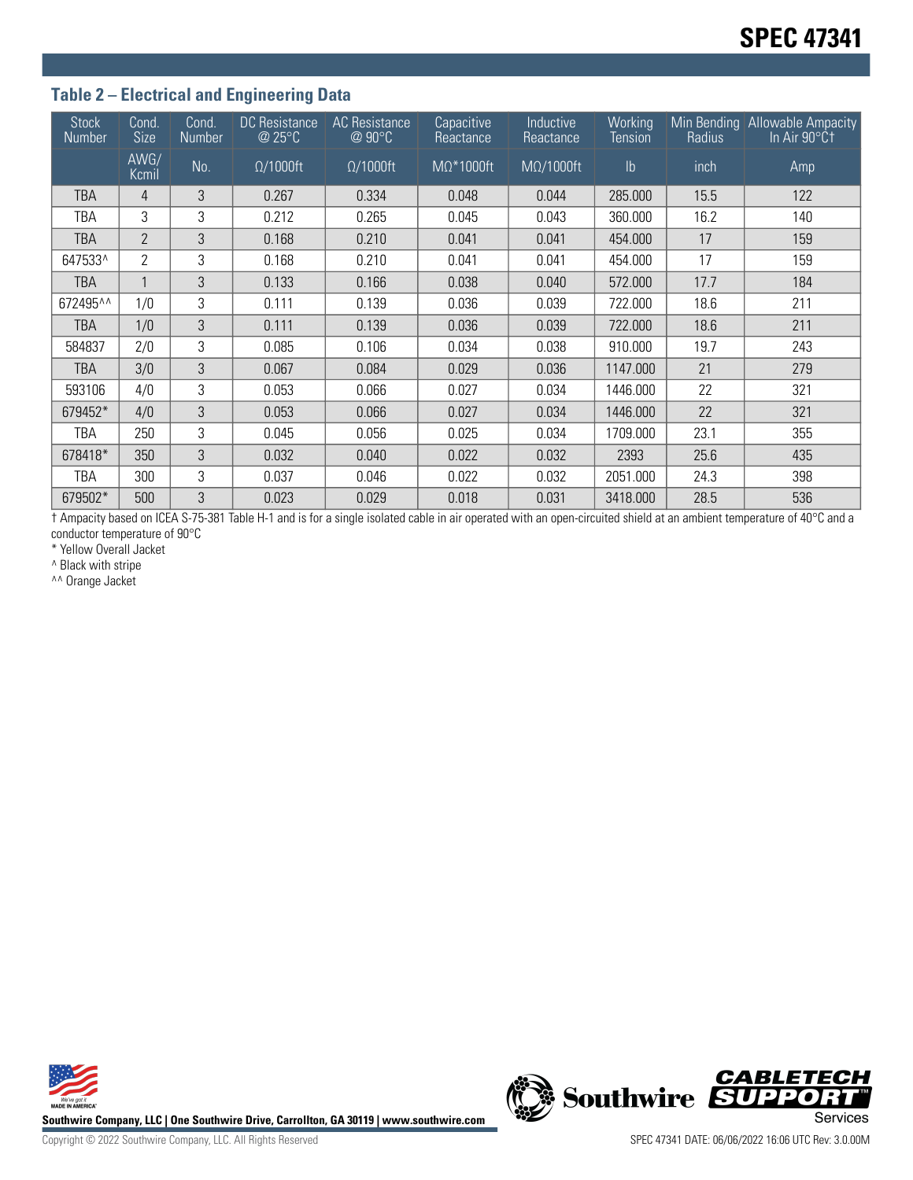### Table 2 – Electrical and Engineering Data

| Stock Number | Cond. Size | Cond. Number | DC Resistance @ 25°C | AC Resistance @ 90°C | Capacitive Reactance | Inductive Reactance | Working Tension | Min Bending Radius | Allowable Ampacity In Air 90°C† |
|---|---|---|---|---|---|---|---|---|---|
| | AWG/ Kcmil | No. | Ω/1000ft | Ω/1000ft | MΩ*1000ft | MΩ/1000ft | lb | inch | Amp |
| TBA | 4 | 3 | 0.267 | 0.334 | 0.048 | 0.044 | 285.000 | 15.5 | 122 |
| TBA | 3 | 3 | 0.212 | 0.265 | 0.045 | 0.043 | 360.000 | 16.2 | 140 |
| TBA | 2 | 3 | 0.168 | 0.210 | 0.041 | 0.041 | 454.000 | 17 | 159 |
| 647533^ | 2 | 3 | 0.168 | 0.210 | 0.041 | 0.041 | 454.000 | 17 | 159 |
| TBA | 1 | 3 | 0.133 | 0.166 | 0.038 | 0.040 | 572.000 | 17.7 | 184 |
| 672495^^ | 1/0 | 3 | 0.111 | 0.139 | 0.036 | 0.039 | 722.000 | 18.6 | 211 |
| TBA | 1/0 | 3 | 0.111 | 0.139 | 0.036 | 0.039 | 722.000 | 18.6 | 211 |
| 584837 | 2/0 | 3 | 0.085 | 0.106 | 0.034 | 0.038 | 910.000 | 19.7 | 243 |
| TBA | 3/0 | 3 | 0.067 | 0.084 | 0.029 | 0.036 | 1147.000 | 21 | 279 |
| 593106 | 4/0 | 3 | 0.053 | 0.066 | 0.027 | 0.034 | 1446.000 | 22 | 321 |
| 679452* | 4/0 | 3 | 0.053 | 0.066 | 0.027 | 0.034 | 1446.000 | 22 | 321 |
| TBA | 250 | 3 | 0.045 | 0.056 | 0.025 | 0.034 | 1709.000 | 23.1 | 355 |
| 678418* | 350 | 3 | 0.032 | 0.040 | 0.022 | 0.032 | 2393 | 25.6 | 435 |
| TBA | 300 | 3 | 0.037 | 0.046 | 0.022 | 0.032 | 2051.000 | 24.3 | 398 |
| 679502* | 500 | 3 | 0.023 | 0.029 | 0.018 | 0.031 | 3418.000 | 28.5 | 536 |

† Ampacity based on ICEA S-75-381 Table H-1 and is for a single isolated cable in air operated with an open-circuited shield at an ambient temperature of 40°C and a conductor temperature of 90°C

\* Yellow Overall Jacket

^ Black with stripe

^^ Orange Jacket

Southwire Company, LLC | One Southwire Drive, Carrollton, GA 30119 | www.southwire.com

Copyright © 2022 Southwire Company, LLC. All Rights Reserved